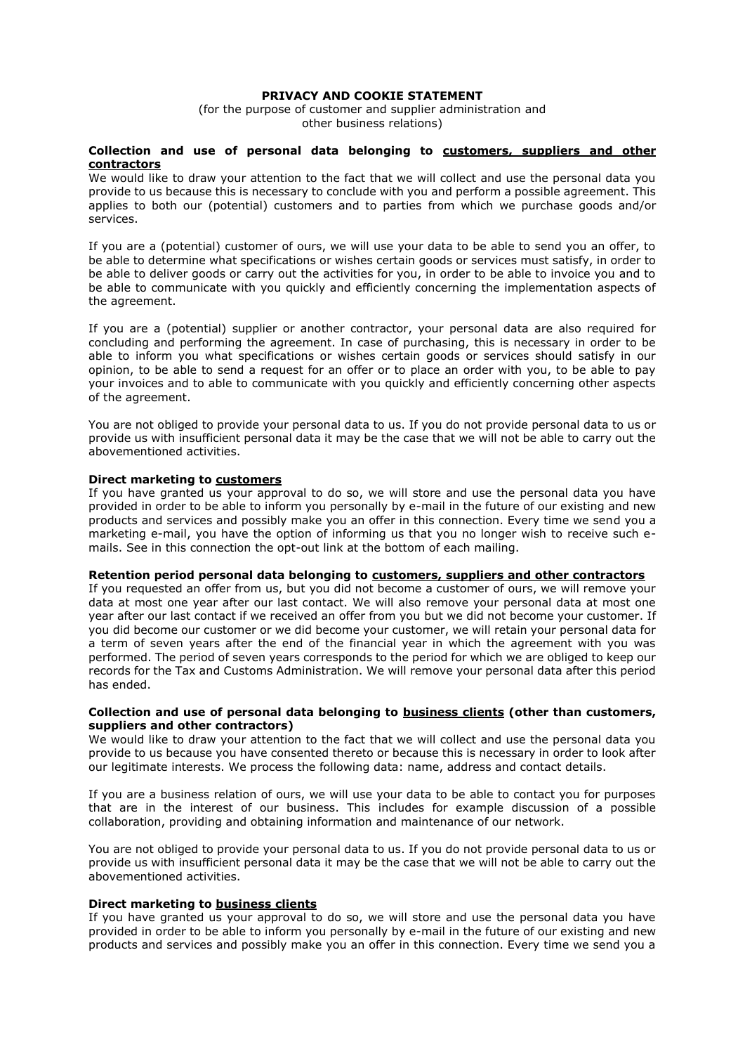# PRIVACY AND COOKIE STATEMENT

(for the purpose of customer and supplier administration and other business relations)

**Collection and use of personal data belonging to <u>customers, suppliers and other contractors</u>**

We would like to draw your attention to the fact that we will collect and use the personal data you provide to us because this is necessary to conclude with you and perform a possible agreement. This applies to both our (potential) customers and to parties from which we purchase goods and/or services.

If you are a (potential) customer of ours, we will use your data to be able to send you an offer, to be able to determine what specifications or wishes certain goods or services must satisfy, in order to be able to deliver goods or carry out the activities for you, in order to be able to invoice you and to be able to communicate with you quickly and efficiently concerning the implementation aspects of the agreement.

If you are a (potential) supplier or another contractor, your personal data are also required for concluding and performing the agreement. In case of purchasing, this is necessary in order to be able to inform you what specifications or wishes certain goods or services should satisfy in our opinion, to be able to send a request for an offer or to place an order with you, to be able to pay your invoices and to able to communicate with you quickly and efficiently concerning other aspects of the agreement.

You are not obliged to provide your personal data to us. If you do not provide personal data to us or provide us with insufficient personal data it may be the case that we will not be able to carry out the abovementioned activities.

**Direct marketing to <u>customers</u>**

If you have granted us your approval to do so, we will store and use the personal data you have provided in order to be able to inform you personally by e-mail in the future of our existing and new products and services and possibly make you an offer in this connection. Every time we send you a marketing e-mail, you have the option of informing us that you no longer wish to receive such e-mails. See in this connection the opt-out link at the bottom of each mailing.

**Retention period personal data belonging to <u>customers, suppliers and other contractors</u>**

If you requested an offer from us, but you did not become a customer of ours, we will remove your data at most one year after our last contact. We will also remove your personal data at most one year after our last contact if we received an offer from you but we did not become your customer. If you did become our customer or we did become your customer, we will retain your personal data for a term of seven years after the end of the financial year in which the agreement with you was performed. The period of seven years corresponds to the period for which we are obliged to keep our records for the Tax and Customs Administration. We will remove your personal data after this period has ended.

**Collection and use of personal data belonging to <u>business clients</u> (other than customers, suppliers and other contractors)**

We would like to draw your attention to the fact that we will collect and use the personal data you provide to us because you have consented thereto or because this is necessary in order to look after our legitimate interests. We process the following data: name, address and contact details.

If you are a business relation of ours, we will use your data to be able to contact you for purposes that are in the interest of our business. This includes for example discussion of a possible collaboration, providing and obtaining information and maintenance of our network.

You are not obliged to provide your personal data to us. If you do not provide personal data to us or provide us with insufficient personal data it may be the case that we will not be able to carry out the abovementioned activities.

**Direct marketing to <u>business clients</u>**

If you have granted us your approval to do so, we will store and use the personal data you have provided in order to be able to inform you personally by e-mail in the future of our existing and new products and services and possibly make you an offer in this connection. Every time we send you a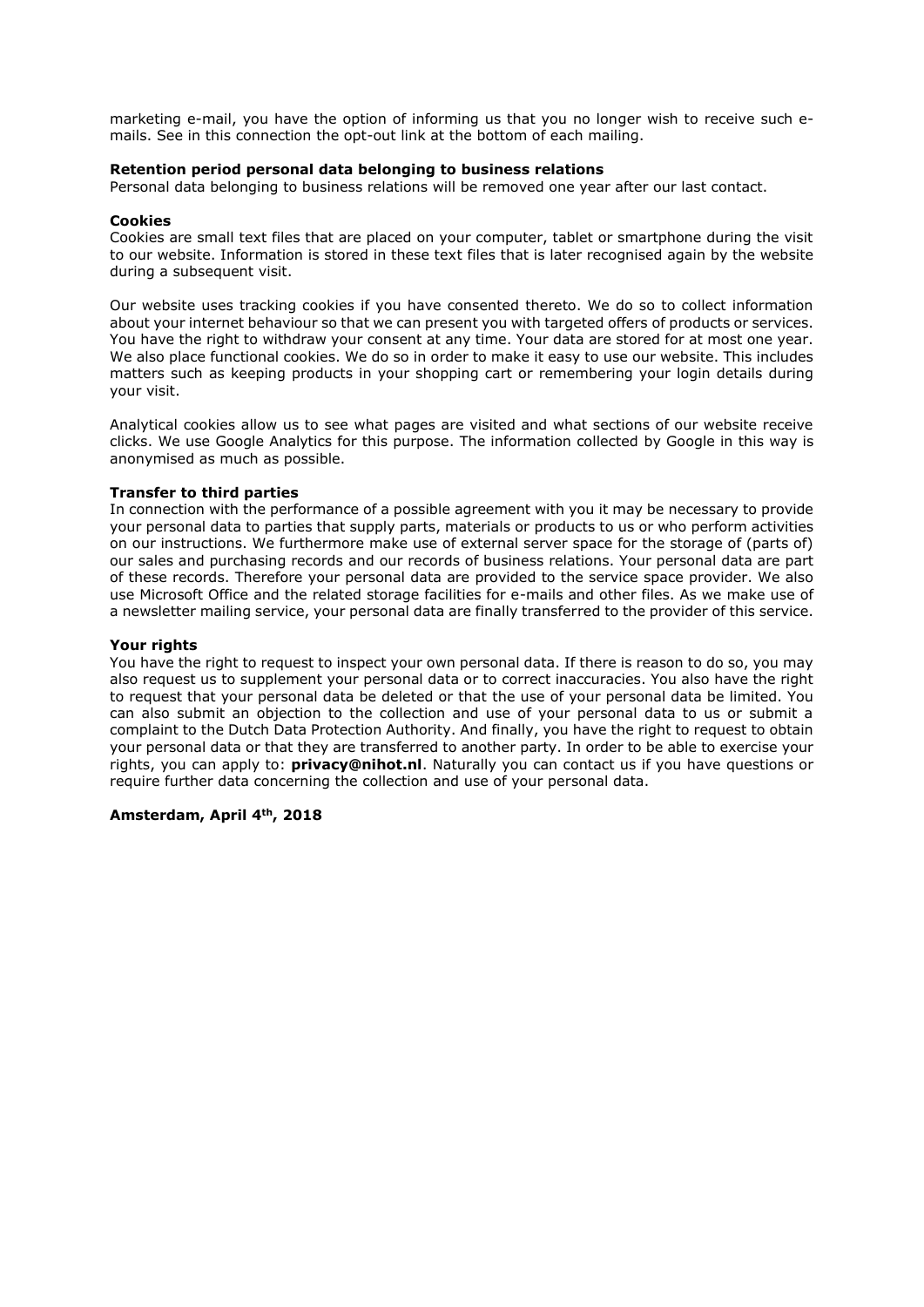marketing e-mail, you have the option of informing us that you no longer wish to receive such e-mails. See in this connection the opt-out link at the bottom of each mailing.

**Retention period personal data belonging to business relations**

Personal data belonging to business relations will be removed one year after our last contact.

**Cookies**

Cookies are small text files that are placed on your computer, tablet or smartphone during the visit to our website. Information is stored in these text files that is later recognised again by the website during a subsequent visit.

Our website uses tracking cookies if you have consented thereto. We do so to collect information about your internet behaviour so that we can present you with targeted offers of products or services. You have the right to withdraw your consent at any time. Your data are stored for at most one year. We also place functional cookies. We do so in order to make it easy to use our website. This includes matters such as keeping products in your shopping cart or remembering your login details during your visit.

Analytical cookies allow us to see what pages are visited and what sections of our website receive clicks. We use Google Analytics for this purpose. The information collected by Google in this way is anonymised as much as possible.

**Transfer to third parties**

In connection with the performance of a possible agreement with you it may be necessary to provide your personal data to parties that supply parts, materials or products to us or who perform activities on our instructions. We furthermore make use of external server space for the storage of (parts of) our sales and purchasing records and our records of business relations. Your personal data are part of these records. Therefore your personal data are provided to the service space provider. We also use Microsoft Office and the related storage facilities for e-mails and other files. As we make use of a newsletter mailing service, your personal data are finally transferred to the provider of this service.

**Your rights**

You have the right to request to inspect your own personal data. If there is reason to do so, you may also request us to supplement your personal data or to correct inaccuracies. You also have the right to request that your personal data be deleted or that the use of your personal data be limited. You can also submit an objection to the collection and use of your personal data to us or submit a complaint to the Dutch Data Protection Authority. And finally, you have the right to request to obtain your personal data or that they are transferred to another party. In order to be able to exercise your rights, you can apply to: **privacy@nihot.nl**. Naturally you can contact us if you have questions or require further data concerning the collection and use of your personal data.

**Amsterdam, April 4th, 2018**